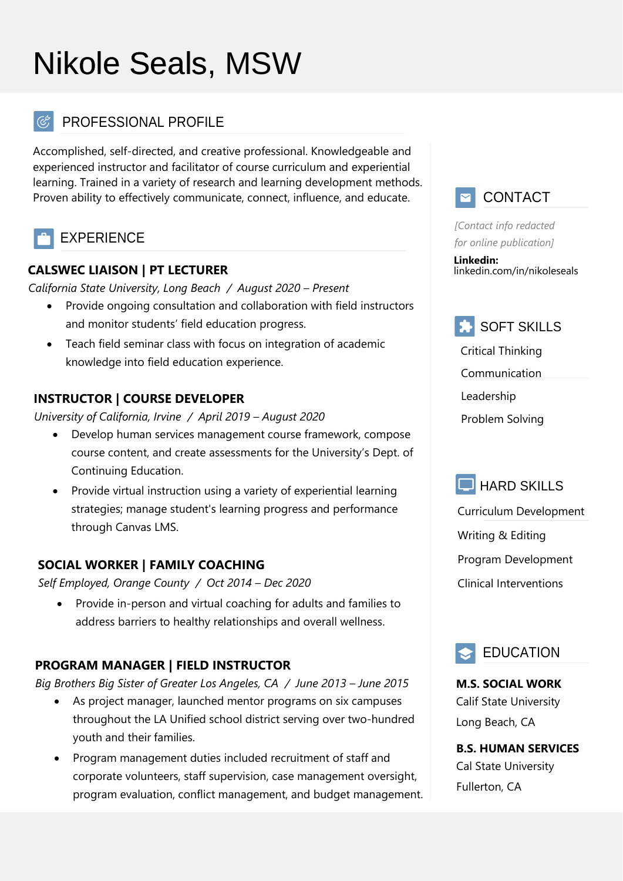# Nikole Seals, MSW

## PROFESSIONAL PROFILE

Accomplished, self-directed, and creative professional. Knowledgeable and experienced instructor and facilitator of course curriculum and experiential learning. Trained in a variety of research and learning development methods. Proven ability to effectively communicate, connect, influence, and educate.

## EXPERIENCE

### CALSWEC LIAISON | PT LECTURER

*California State University, Long Beach / August 2020 – Present*

- Provide ongoing consultation and collaboration with field instructors and monitor students' field education progress.
- Teach field seminar class with focus on integration of academic knowledge into field education experience.

### INSTRUCTOR | COURSE DEVELOPER

*University of California, Irvine / April 2019 – August 2020*

- Develop human services management course framework, compose course content, and create assessments for the University's Dept. of Continuing Education.
- Provide virtual instruction using a variety of experiential learning strategies; manage student's learning progress and performance through Canvas LMS.

### SOCIAL WORKER | FAMILY COACHING

*Self Employed, Orange County / Oct 2014 – Dec 2020*

- Provide in-person and virtual coaching for adults and families to address barriers to healthy relationships and overall wellness.

### PROGRAM MANAGER | FIELD INSTRUCTOR

*Big Brothers Big Sister of Greater Los Angeles, CA / June 2013 – June 2015*

- As project manager, launched mentor programs on six campuses throughout the LA Unified school district serving over two-hundred youth and their families.
- Program management duties included recruitment of staff and corporate volunteers, staff supervision, case management oversight, program evaluation, conflict management, and budget management.

## CONTACT

*[Contact info redacted for online publication]*

**Linkedin:**
linkedin.com/in/nikoleseals

## SOFT SKILLS

- Critical Thinking
- Communication
- Leadership
- Problem Solving

## HARD SKILLS

- Curriculum Development
- Writing & Editing
- Program Development
- Clinical Interventions

## EDUCATION

**M.S. SOCIAL WORK**
Calif State University
Long Beach, CA

**B.S. HUMAN SERVICES**
Cal State University
Fullerton, CA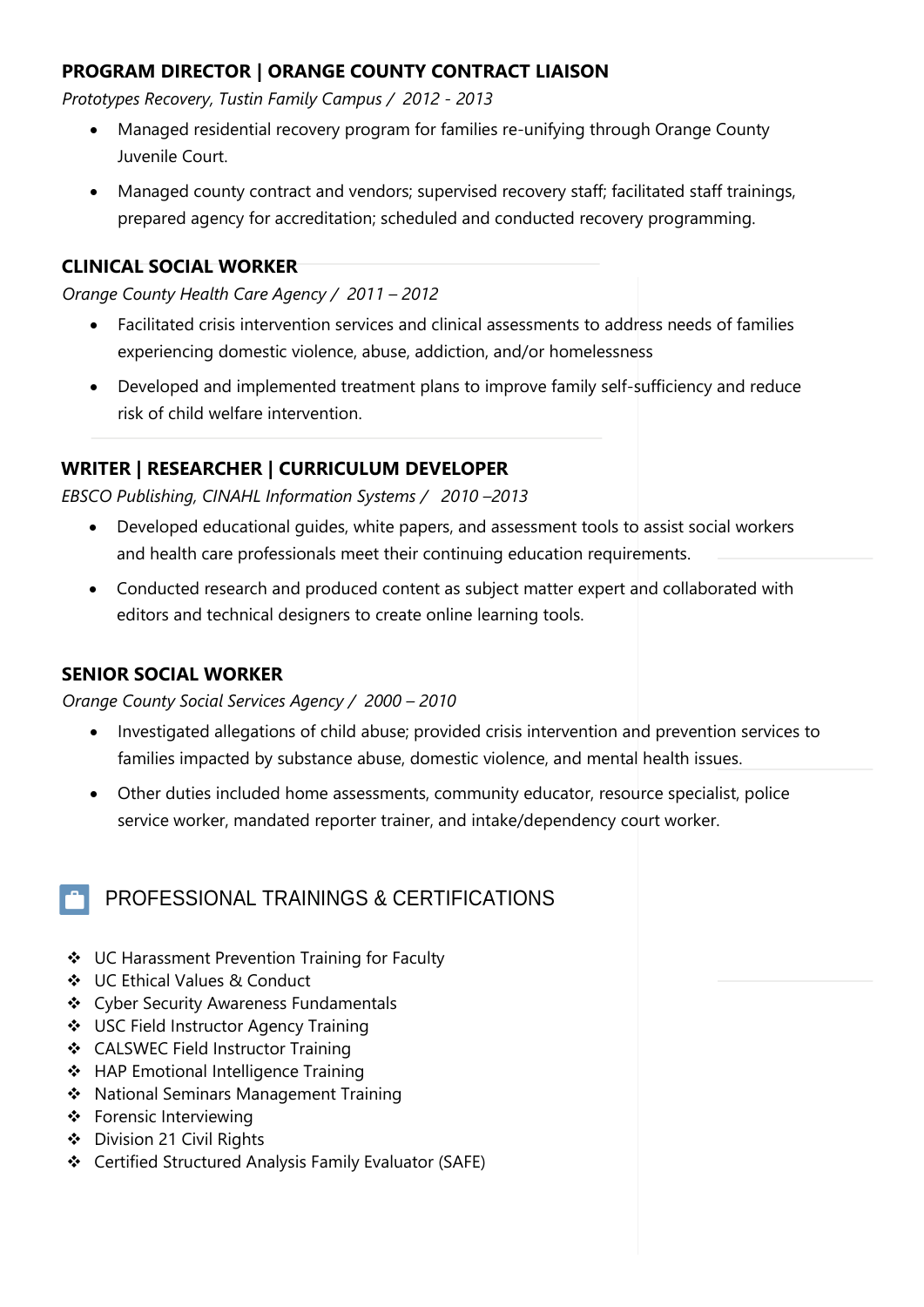### PROGRAM DIRECTOR | ORANGE COUNTY CONTRACT LIAISON

*Prototypes Recovery, Tustin Family Campus / 2012 - 2013*

- Managed residential recovery program for families re-unifying through Orange County Juvenile Court.
- Managed county contract and vendors; supervised recovery staff; facilitated staff trainings, prepared agency for accreditation; scheduled and conducted recovery programming.

### CLINICAL SOCIAL WORKER

*Orange County Health Care Agency / 2011 – 2012*

- Facilitated crisis intervention services and clinical assessments to address needs of families experiencing domestic violence, abuse, addiction, and/or homelessness
- Developed and implemented treatment plans to improve family self-sufficiency and reduce risk of child welfare intervention.

### WRITER | RESEARCHER | CURRICULUM DEVELOPER

*EBSCO Publishing, CINAHL Information Systems / 2010 –2013*

- Developed educational guides, white papers, and assessment tools to assist social workers and health care professionals meet their continuing education requirements.
- Conducted research and produced content as subject matter expert and collaborated with editors and technical designers to create online learning tools.

### SENIOR SOCIAL WORKER

*Orange County Social Services Agency / 2000 – 2010*

- Investigated allegations of child abuse; provided crisis intervention and prevention services to families impacted by substance abuse, domestic violence, and mental health issues.
- Other duties included home assessments, community educator, resource specialist, police service worker, mandated reporter trainer, and intake/dependency court worker.

## PROFESSIONAL TRAININGS & CERTIFICATIONS

- UC Harassment Prevention Training for Faculty
- UC Ethical Values & Conduct
- Cyber Security Awareness Fundamentals
- USC Field Instructor Agency Training
- CALSWEC Field Instructor Training
- HAP Emotional Intelligence Training
- National Seminars Management Training
- Forensic Interviewing
- Division 21 Civil Rights
- Certified Structured Analysis Family Evaluator (SAFE)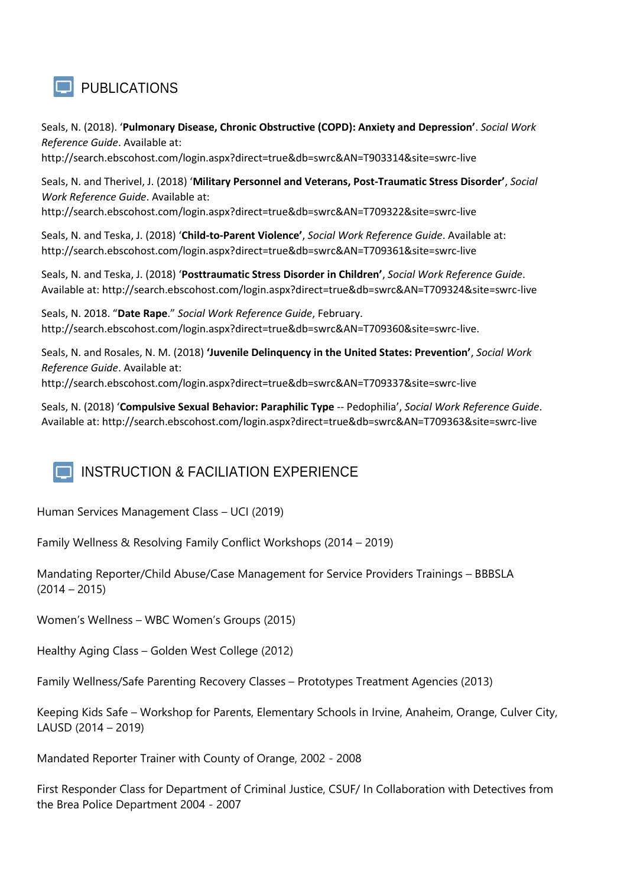## PUBLICATIONS

Seals, N. (2018). '**Pulmonary Disease, Chronic Obstructive (COPD): Anxiety and Depression'**. *Social Work Reference Guide*. Available at: http://search.ebscohost.com/login.aspx?direct=true&db=swrc&AN=T903314&site=swrc-live

Seals, N. and Therivel, J. (2018) '**Military Personnel and Veterans, Post-Traumatic Stress Disorder'**, *Social Work Reference Guide*. Available at: http://search.ebscohost.com/login.aspx?direct=true&db=swrc&AN=T709322&site=swrc-live

Seals, N. and Teska, J. (2018) '**Child-to-Parent Violence'**, *Social Work Reference Guide*. Available at: http://search.ebscohost.com/login.aspx?direct=true&db=swrc&AN=T709361&site=swrc-live

Seals, N. and Teska, J. (2018) '**Posttraumatic Stress Disorder in Children'**, *Social Work Reference Guide*. Available at: http://search.ebscohost.com/login.aspx?direct=true&db=swrc&AN=T709324&site=swrc-live

Seals, N. 2018. "**Date Rape**." *Social Work Reference Guide*, February. http://search.ebscohost.com/login.aspx?direct=true&db=swrc&AN=T709360&site=swrc-live.

Seals, N. and Rosales, N. M. (2018) **'Juvenile Delinquency in the United States: Prevention'**, *Social Work Reference Guide*. Available at: http://search.ebscohost.com/login.aspx?direct=true&db=swrc&AN=T709337&site=swrc-live

Seals, N. (2018) '**Compulsive Sexual Behavior: Paraphilic Type** -- Pedophilia', *Social Work Reference Guide*. Available at: http://search.ebscohost.com/login.aspx?direct=true&db=swrc&AN=T709363&site=swrc-live

## INSTRUCTION & FACILIATION EXPERIENCE

Human Services Management Class – UCI (2019)

Family Wellness & Resolving Family Conflict Workshops (2014 – 2019)

Mandating Reporter/Child Abuse/Case Management for Service Providers Trainings – BBBSLA (2014 – 2015)

Women's Wellness – WBC Women's Groups (2015)

Healthy Aging Class – Golden West College (2012)

Family Wellness/Safe Parenting Recovery Classes – Prototypes Treatment Agencies (2013)

Keeping Kids Safe – Workshop for Parents, Elementary Schools in Irvine, Anaheim, Orange, Culver City, LAUSD (2014 – 2019)

Mandated Reporter Trainer with County of Orange, 2002 - 2008

First Responder Class for Department of Criminal Justice, CSUF/ In Collaboration with Detectives from the Brea Police Department 2004 - 2007